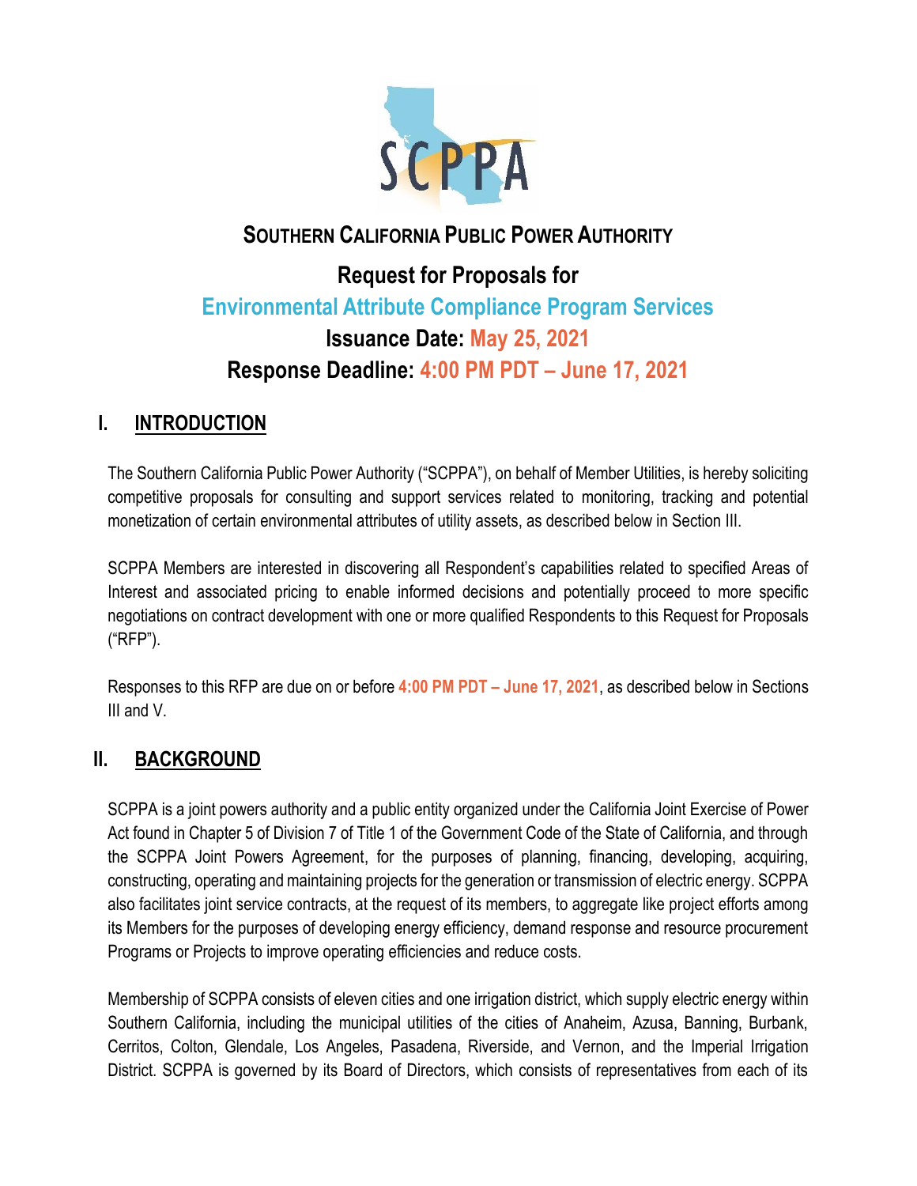# SOUTHERN CALIFORNIA PUBLIC POWER AUTHORITY

## Request for Proposals for

## Environmental Attribute Compliance Program Services

## Issuance Date: May 25, 2021

## Response Deadline: 4:00 PM PDT – June 17, 2021

## I. INTRODUCTION

The Southern California Public Power Authority ("SCPPA"), on behalf of Member Utilities, is hereby soliciting competitive proposals for consulting and support services related to monitoring, tracking and potential monetization of certain environmental attributes of utility assets, as described below in Section III.

SCPPA Members are interested in discovering all Respondent's capabilities related to specified Areas of Interest and associated pricing to enable informed decisions and potentially proceed to more specific negotiations on contract development with one or more qualified Respondents to this Request for Proposals ("RFP").

Responses to this RFP are due on or before **4:00 PM PDT – June 17, 2021**, as described below in Sections III and V.

## II. BACKGROUND

SCPPA is a joint powers authority and a public entity organized under the California Joint Exercise of Power Act found in Chapter 5 of Division 7 of Title 1 of the Government Code of the State of California, and through the SCPPA Joint Powers Agreement, for the purposes of planning, financing, developing, acquiring, constructing, operating and maintaining projects for the generation or transmission of electric energy. SCPPA also facilitates joint service contracts, at the request of its members, to aggregate like project efforts among its Members for the purposes of developing energy efficiency, demand response and resource procurement Programs or Projects to improve operating efficiencies and reduce costs.

Membership of SCPPA consists of eleven cities and one irrigation district, which supply electric energy within Southern California, including the municipal utilities of the cities of Anaheim, Azusa, Banning, Burbank, Cerritos, Colton, Glendale, Los Angeles, Pasadena, Riverside, and Vernon, and the Imperial Irrigation District. SCPPA is governed by its Board of Directors, which consists of representatives from each of its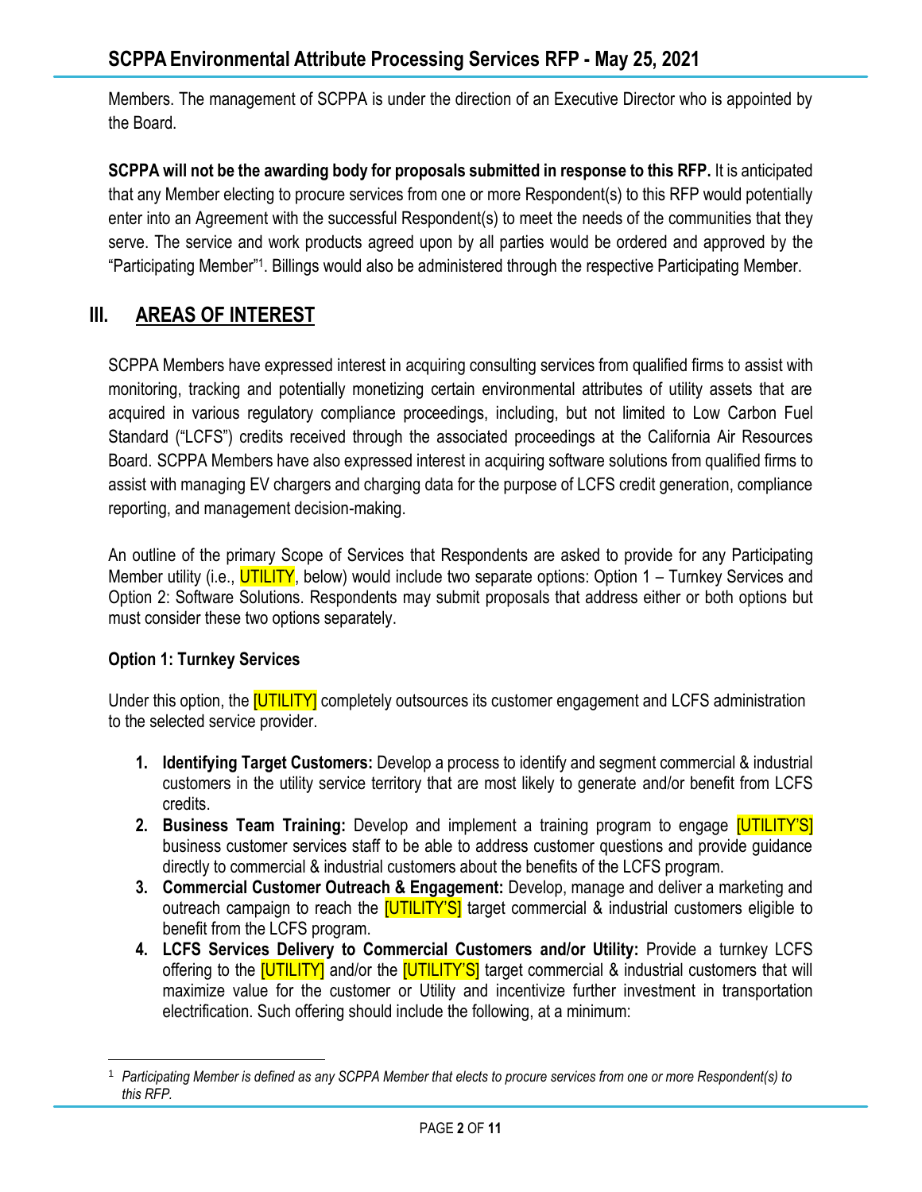Members. The management of SCPPA is under the direction of an Executive Director who is appointed by the Board.

**SCPPA will not be the awarding body for proposals submitted in response to this RFP.** It is anticipated that any Member electing to procure services from one or more Respondent(s) to this RFP would potentially enter into an Agreement with the successful Respondent(s) to meet the needs of the communities that they serve. The service and work products agreed upon by all parties would be ordered and approved by the "Participating Member"[1]. Billings would also be administered through the respective Participating Member.

## III. AREAS OF INTEREST

SCPPA Members have expressed interest in acquiring consulting services from qualified firms to assist with monitoring, tracking and potentially monetizing certain environmental attributes of utility assets that are acquired in various regulatory compliance proceedings, including, but not limited to Low Carbon Fuel Standard ("LCFS") credits received through the associated proceedings at the California Air Resources Board. SCPPA Members have also expressed interest in acquiring software solutions from qualified firms to assist with managing EV chargers and charging data for the purpose of LCFS credit generation, compliance reporting, and management decision-making.

An outline of the primary Scope of Services that Respondents are asked to provide for any Participating Member utility (i.e., UTILITY, below) would include two separate options: Option 1 – Turnkey Services and Option 2: Software Solutions. Respondents may submit proposals that address either or both options but must consider these two options separately.

**Option 1: Turnkey Services**

Under this option, the [UTILITY] completely outsources its customer engagement and LCFS administration to the selected service provider.

1. **Identifying Target Customers:** Develop a process to identify and segment commercial & industrial customers in the utility service territory that are most likely to generate and/or benefit from LCFS credits.
2. **Business Team Training:** Develop and implement a training program to engage [UTILITY'S] business customer services staff to be able to address customer questions and provide guidance directly to commercial & industrial customers about the benefits of the LCFS program.
3. **Commercial Customer Outreach & Engagement:** Develop, manage and deliver a marketing and outreach campaign to reach the [UTILITY'S] target commercial & industrial customers eligible to benefit from the LCFS program.
4. **LCFS Services Delivery to Commercial Customers and/or Utility:** Provide a turnkey LCFS offering to the [UTILITY] and/or the [UTILITY'S] target commercial & industrial customers that will maximize value for the customer or Utility and incentivize further investment in transportation electrification. Such offering should include the following, at a minimum:

---

[1] *Participating Member is defined as any SCPPA Member that elects to procure services from one or more Respondent(s) to this RFP.*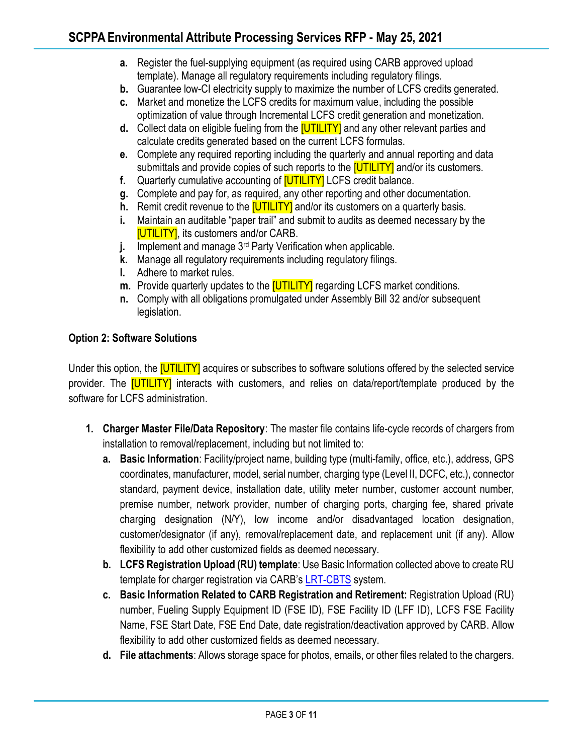a. Register the fuel-supplying equipment (as required using CARB approved upload template). Manage all regulatory requirements including regulatory filings.
b. Guarantee low-CI electricity supply to maximize the number of LCFS credits generated.
c. Market and monetize the LCFS credits for maximum value, including the possible optimization of value through Incremental LCFS credit generation and monetization.
d. Collect data on eligible fueling from the [UTILITY] and any other relevant parties and calculate credits generated based on the current LCFS formulas.
e. Complete any required reporting including the quarterly and annual reporting and data submittals and provide copies of such reports to the [UTILITY] and/or its customers.
f. Quarterly cumulative accounting of [UTILITY] LCFS credit balance.
g. Complete and pay for, as required, any other reporting and other documentation.
h. Remit credit revenue to the [UTILITY] and/or its customers on a quarterly basis.
i. Maintain an auditable "paper trail" and submit to audits as deemed necessary by the [UTILITY], its customers and/or CARB.
j. Implement and manage 3rd Party Verification when applicable.
k. Manage all regulatory requirements including regulatory filings.
l. Adhere to market rules.
m. Provide quarterly updates to the [UTILITY] regarding LCFS market conditions.
n. Comply with all obligations promulgated under Assembly Bill 32 and/or subsequent legislation.

**Option 2: Software Solutions**

Under this option, the [UTILITY] acquires or subscribes to software solutions offered by the selected service provider. The [UTILITY] interacts with customers, and relies on data/report/template produced by the software for LCFS administration.

1. **Charger Master File/Data Repository**: The master file contains life-cycle records of chargers from installation to removal/replacement, including but not limited to:
   a. **Basic Information**: Facility/project name, building type (multi-family, office, etc.), address, GPS coordinates, manufacturer, model, serial number, charging type (Level II, DCFC, etc.), connector standard, payment device, installation date, utility meter number, customer account number, premise number, network provider, number of charging ports, charging fee, shared private charging designation (N/Y), low income and/or disadvantaged location designation, customer/designator (if any), removal/replacement date, and replacement unit (if any). Allow flexibility to add other customized fields as deemed necessary.
   b. **LCFS Registration Upload (RU) template**: Use Basic Information collected above to create RU template for charger registration via CARB's LRT-CBTS system.
   c. **Basic Information Related to CARB Registration and Retirement:** Registration Upload (RU) number, Fueling Supply Equipment ID (FSE ID), FSE Facility ID (LFF ID), LCFS FSE Facility Name, FSE Start Date, FSE End Date, date registration/deactivation approved by CARB. Allow flexibility to add other customized fields as deemed necessary.
   d. **File attachments**: Allows storage space for photos, emails, or other files related to the chargers.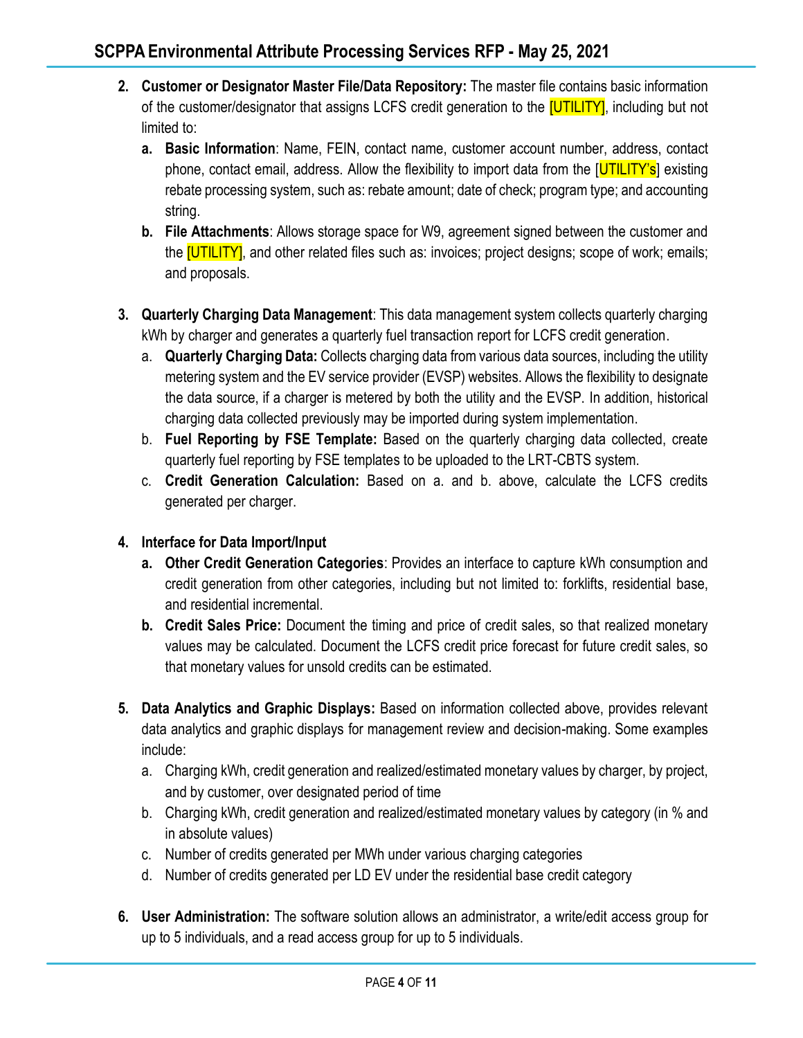2. **Customer or Designator Master File/Data Repository:** The master file contains basic information of the customer/designator that assigns LCFS credit generation to the [UTILITY], including but not limited to:
   a. **Basic Information**: Name, FEIN, contact name, customer account number, address, contact phone, contact email, address. Allow the flexibility to import data from the [UTILITY's] existing rebate processing system, such as: rebate amount; date of check; program type; and accounting string.
   b. **File Attachments**: Allows storage space for W9, agreement signed between the customer and the [UTILITY], and other related files such as: invoices; project designs; scope of work; emails; and proposals.

3. **Quarterly Charging Data Management**: This data management system collects quarterly charging kWh by charger and generates a quarterly fuel transaction report for LCFS credit generation.
   a. **Quarterly Charging Data:** Collects charging data from various data sources, including the utility metering system and the EV service provider (EVSP) websites. Allows the flexibility to designate the data source, if a charger is metered by both the utility and the EVSP. In addition, historical charging data collected previously may be imported during system implementation.
   b. **Fuel Reporting by FSE Template:** Based on the quarterly charging data collected, create quarterly fuel reporting by FSE templates to be uploaded to the LRT-CBTS system.
   c. **Credit Generation Calculation:** Based on a. and b. above, calculate the LCFS credits generated per charger.

4. **Interface for Data Import/Input**
   a. **Other Credit Generation Categories**: Provides an interface to capture kWh consumption and credit generation from other categories, including but not limited to: forklifts, residential base, and residential incremental.
   b. **Credit Sales Price:** Document the timing and price of credit sales, so that realized monetary values may be calculated. Document the LCFS credit price forecast for future credit sales, so that monetary values for unsold credits can be estimated.

5. **Data Analytics and Graphic Displays:** Based on information collected above, provides relevant data analytics and graphic displays for management review and decision-making. Some examples include:
   a. Charging kWh, credit generation and realized/estimated monetary values by charger, by project, and by customer, over designated period of time
   b. Charging kWh, credit generation and realized/estimated monetary values by category (in % and in absolute values)
   c. Number of credits generated per MWh under various charging categories
   d. Number of credits generated per LD EV under the residential base credit category

6. **User Administration:** The software solution allows an administrator, a write/edit access group for up to 5 individuals, and a read access group for up to 5 individuals.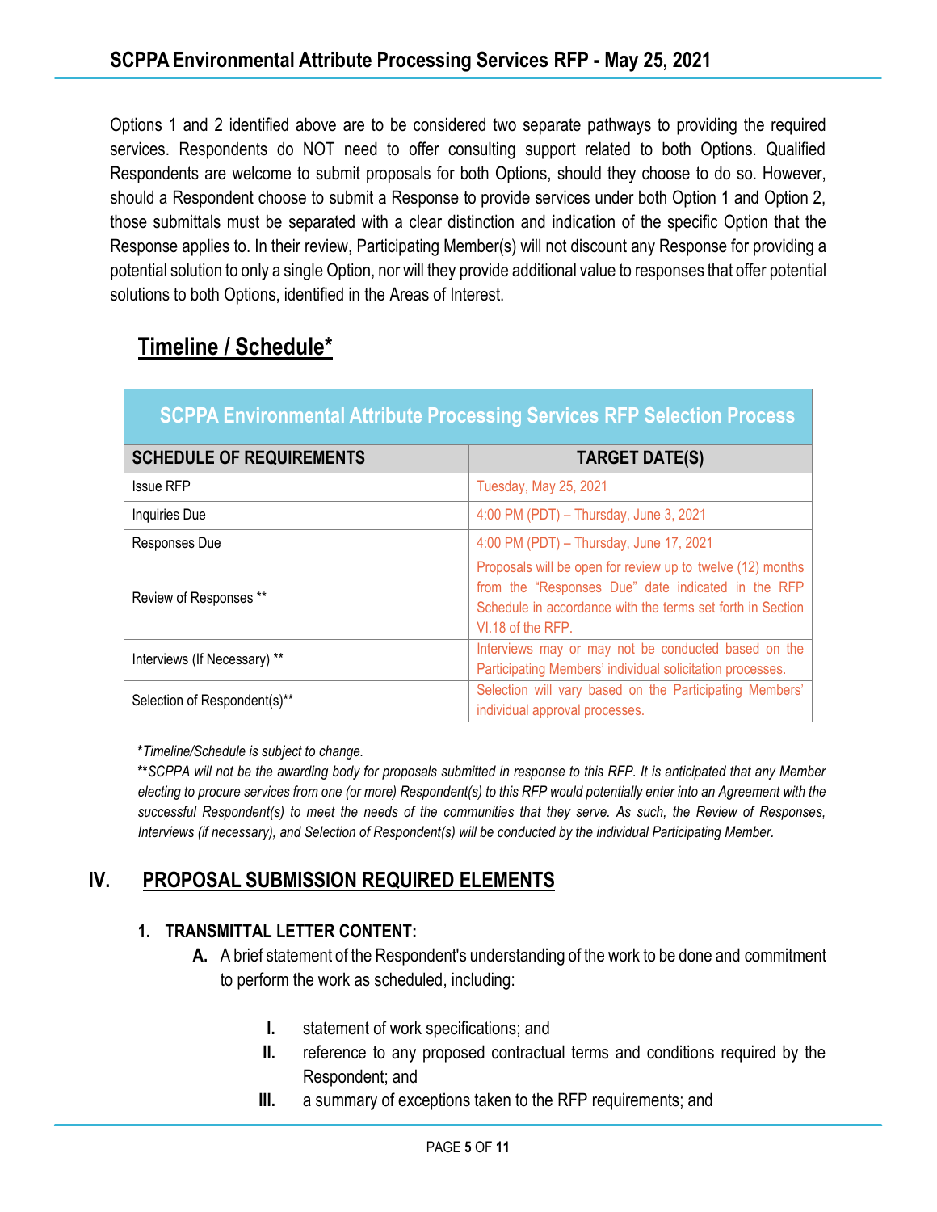Options 1 and 2 identified above are to be considered two separate pathways to providing the required services. Respondents do NOT need to offer consulting support related to both Options. Qualified Respondents are welcome to submit proposals for both Options, should they choose to do so. However, should a Respondent choose to submit a Response to provide services under both Option 1 and Option 2, those submittals must be separated with a clear distinction and indication of the specific Option that the Response applies to. In their review, Participating Member(s) will not discount any Response for providing a potential solution to only a single Option, nor will they provide additional value to responses that offer potential solutions to both Options, identified in the Areas of Interest.

## Timeline / Schedule*

| SCPPA Environmental Attribute Processing Services RFP Selection Process | |
|---|---|
| **SCHEDULE OF REQUIREMENTS** | **TARGET DATE(S)** |
| Issue RFP | Tuesday, May 25, 2021 |
| Inquiries Due | 4:00 PM (PDT) – Thursday, June 3, 2021 |
| Responses Due | 4:00 PM (PDT) – Thursday, June 17, 2021 |
| Review of Responses ** | Proposals will be open for review up to twelve (12) months from the "Responses Due" date indicated in the RFP Schedule in accordance with the terms set forth in Section VI.18 of the RFP. |
| Interviews (If Necessary) ** | Interviews may or may not be conducted based on the Participating Members' individual solicitation processes. |
| Selection of Respondent(s)** | Selection will vary based on the Participating Members' individual approval processes. |

**\***_Timeline/Schedule is subject to change._

**\*\***_SCPPA will not be the awarding body for proposals submitted in response to this RFP. It is anticipated that any Member electing to procure services from one (or more) Respondent(s) to this RFP would potentially enter into an Agreement with the successful Respondent(s) to meet the needs of the communities that they serve. As such, the Review of Responses, Interviews (if necessary), and Selection of Respondent(s) will be conducted by the individual Participating Member._

## IV. PROPOSAL SUBMISSION REQUIRED ELEMENTS

### 1. TRANSMITTAL LETTER CONTENT:

**A.** A brief statement of the Respondent's understanding of the work to be done and commitment to perform the work as scheduled, including:

**I.** statement of work specifications; and

**II.** reference to any proposed contractual terms and conditions required by the Respondent; and

**III.** a summary of exceptions taken to the RFP requirements; and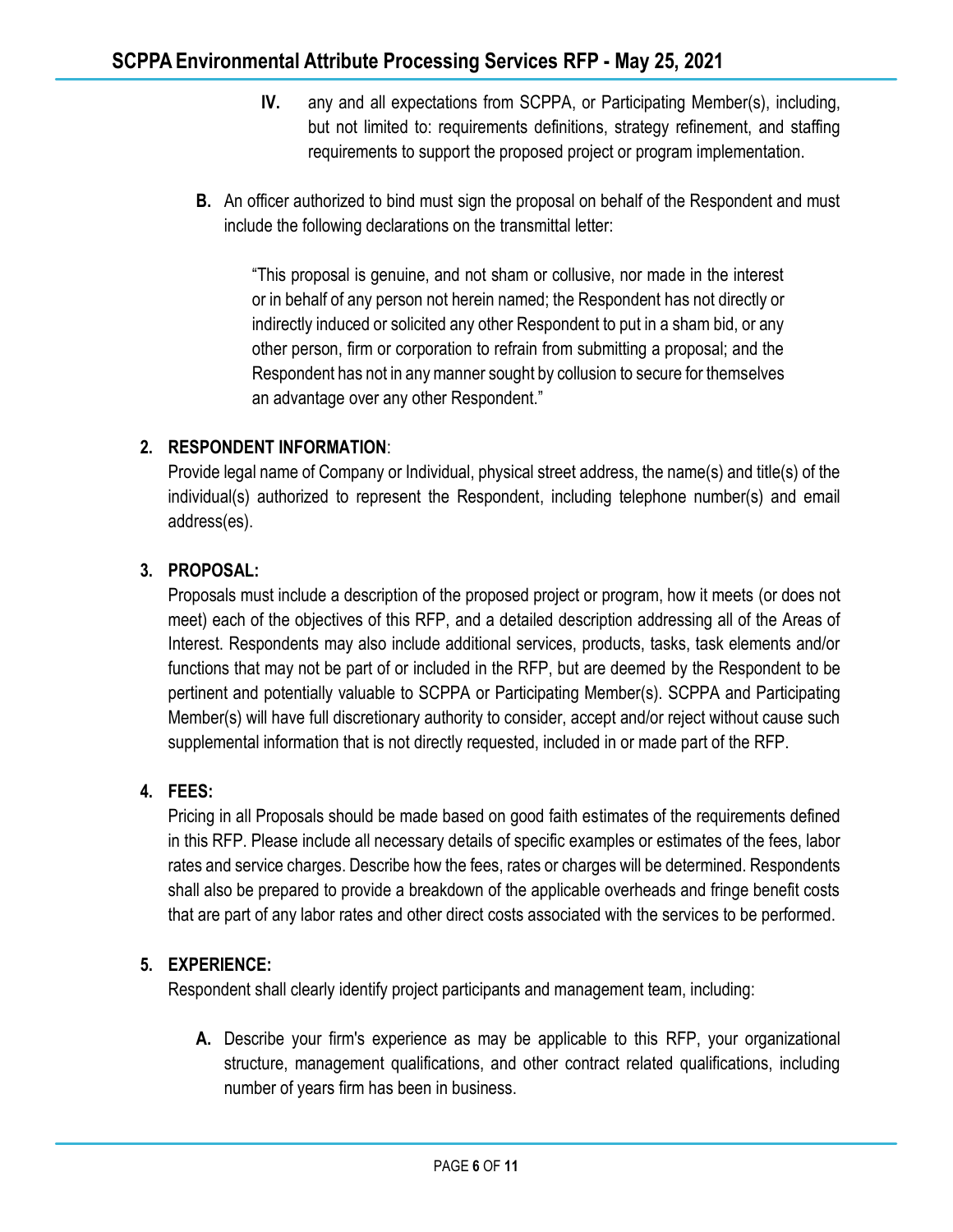**IV.** any and all expectations from SCPPA, or Participating Member(s), including, but not limited to: requirements definitions, strategy refinement, and staffing requirements to support the proposed project or program implementation.

**B.** An officer authorized to bind must sign the proposal on behalf of the Respondent and must include the following declarations on the transmittal letter:

> "This proposal is genuine, and not sham or collusive, nor made in the interest or in behalf of any person not herein named; the Respondent has not directly or indirectly induced or solicited any other Respondent to put in a sham bid, or any other person, firm or corporation to refrain from submitting a proposal; and the Respondent has not in any manner sought by collusion to secure for themselves an advantage over any other Respondent."

**2. RESPONDENT INFORMATION**:

Provide legal name of Company or Individual, physical street address, the name(s) and title(s) of the individual(s) authorized to represent the Respondent, including telephone number(s) and email address(es).

**3. PROPOSAL:**

Proposals must include a description of the proposed project or program, how it meets (or does not meet) each of the objectives of this RFP, and a detailed description addressing all of the Areas of Interest. Respondents may also include additional services, products, tasks, task elements and/or functions that may not be part of or included in the RFP, but are deemed by the Respondent to be pertinent and potentially valuable to SCPPA or Participating Member(s). SCPPA and Participating Member(s) will have full discretionary authority to consider, accept and/or reject without cause such supplemental information that is not directly requested, included in or made part of the RFP.

**4. FEES:**

Pricing in all Proposals should be made based on good faith estimates of the requirements defined in this RFP. Please include all necessary details of specific examples or estimates of the fees, labor rates and service charges. Describe how the fees, rates or charges will be determined. Respondents shall also be prepared to provide a breakdown of the applicable overheads and fringe benefit costs that are part of any labor rates and other direct costs associated with the services to be performed.

**5. EXPERIENCE:**

Respondent shall clearly identify project participants and management team, including:

**A.** Describe your firm's experience as may be applicable to this RFP, your organizational structure, management qualifications, and other contract related qualifications, including number of years firm has been in business.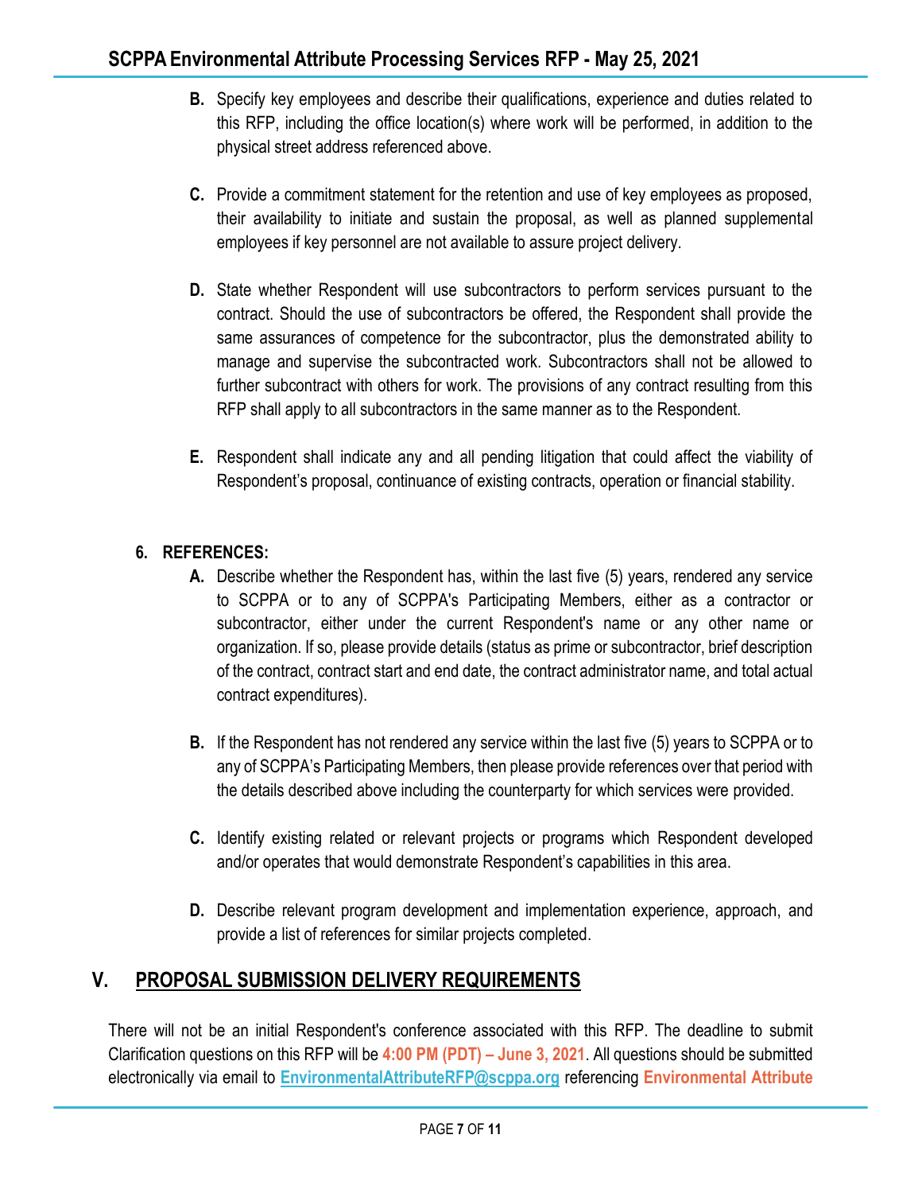**B.** Specify key employees and describe their qualifications, experience and duties related to this RFP, including the office location(s) where work will be performed, in addition to the physical street address referenced above.

**C.** Provide a commitment statement for the retention and use of key employees as proposed, their availability to initiate and sustain the proposal, as well as planned supplemental employees if key personnel are not available to assure project delivery.

**D.** State whether Respondent will use subcontractors to perform services pursuant to the contract. Should the use of subcontractors be offered, the Respondent shall provide the same assurances of competence for the subcontractor, plus the demonstrated ability to manage and supervise the subcontracted work. Subcontractors shall not be allowed to further subcontract with others for work. The provisions of any contract resulting from this RFP shall apply to all subcontractors in the same manner as to the Respondent.

**E.** Respondent shall indicate any and all pending litigation that could affect the viability of Respondent's proposal, continuance of existing contracts, operation or financial stability.

**6. REFERENCES:**

**A.** Describe whether the Respondent has, within the last five (5) years, rendered any service to SCPPA or to any of SCPPA's Participating Members, either as a contractor or subcontractor, either under the current Respondent's name or any other name or organization. If so, please provide details (status as prime or subcontractor, brief description of the contract, contract start and end date, the contract administrator name, and total actual contract expenditures).

**B.** If the Respondent has not rendered any service within the last five (5) years to SCPPA or to any of SCPPA's Participating Members, then please provide references over that period with the details described above including the counterparty for which services were provided.

**C.** Identify existing related or relevant projects or programs which Respondent developed and/or operates that would demonstrate Respondent's capabilities in this area.

**D.** Describe relevant program development and implementation experience, approach, and provide a list of references for similar projects completed.

## V. PROPOSAL SUBMISSION DELIVERY REQUIREMENTS

There will not be an initial Respondent's conference associated with this RFP. The deadline to submit Clarification questions on this RFP will be **4:00 PM (PDT) – June 3, 2021**. All questions should be submitted electronically via email to **EnvironmentalAttributeRFP@scppa.org** referencing **Environmental Attribute**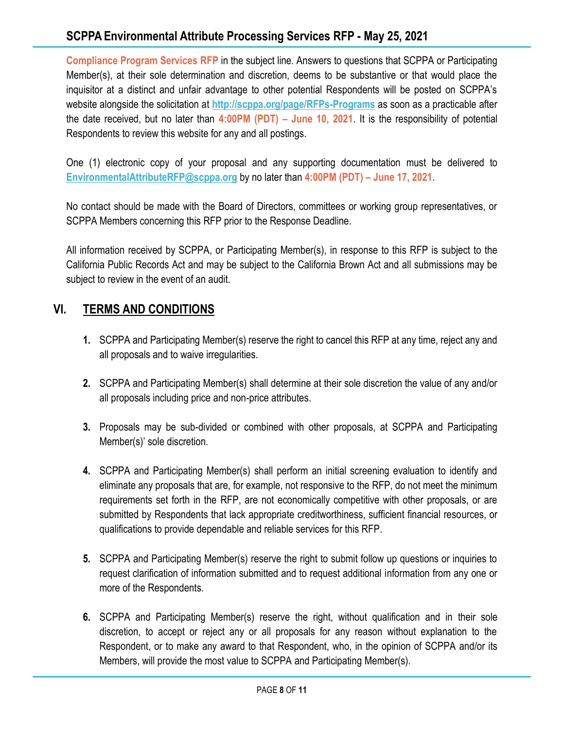**Compliance Program Services RFP** in the subject line. Answers to questions that SCPPA or Participating Member(s), at their sole determination and discretion, deems to be substantive or that would place the inquisitor at a distinct and unfair advantage to other potential Respondents will be posted on SCPPA's website alongside the solicitation at **http://scppa.org/page/RFPs-Programs** as soon as a practicable after the date received, but no later than **4:00PM (PDT) – June 10, 2021**. It is the responsibility of potential Respondents to review this website for any and all postings.

One (1) electronic copy of your proposal and any supporting documentation must be delivered to **EnvironmentalAttributeRFP@scppa.org** by no later than **4:00PM (PDT) – June 17, 2021**.

No contact should be made with the Board of Directors, committees or working group representatives, or SCPPA Members concerning this RFP prior to the Response Deadline.

All information received by SCPPA, or Participating Member(s), in response to this RFP is subject to the California Public Records Act and may be subject to the California Brown Act and all submissions may be subject to review in the event of an audit.

## VI. TERMS AND CONDITIONS

1. SCPPA and Participating Member(s) reserve the right to cancel this RFP at any time, reject any and all proposals and to waive irregularities.

2. SCPPA and Participating Member(s) shall determine at their sole discretion the value of any and/or all proposals including price and non-price attributes.

3. Proposals may be sub-divided or combined with other proposals, at SCPPA and Participating Member(s)' sole discretion.

4. SCPPA and Participating Member(s) shall perform an initial screening evaluation to identify and eliminate any proposals that are, for example, not responsive to the RFP, do not meet the minimum requirements set forth in the RFP, are not economically competitive with other proposals, or are submitted by Respondents that lack appropriate creditworthiness, sufficient financial resources, or qualifications to provide dependable and reliable services for this RFP.

5. SCPPA and Participating Member(s) reserve the right to submit follow up questions or inquiries to request clarification of information submitted and to request additional information from any one or more of the Respondents.

6. SCPPA and Participating Member(s) reserve the right, without qualification and in their sole discretion, to accept or reject any or all proposals for any reason without explanation to the Respondent, or to make any award to that Respondent, who, in the opinion of SCPPA and/or its Members, will provide the most value to SCPPA and Participating Member(s).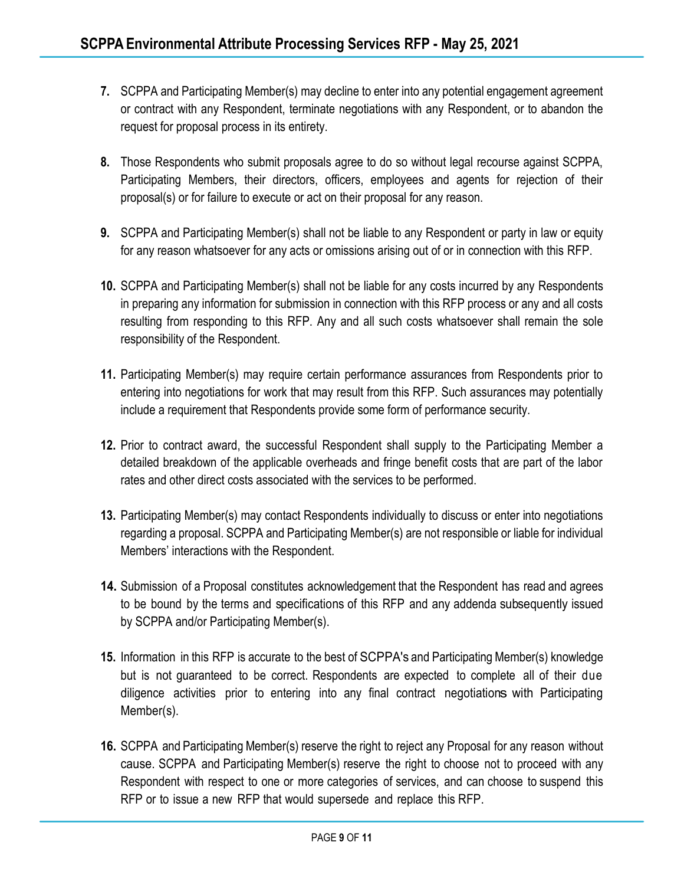7. SCPPA and Participating Member(s) may decline to enter into any potential engagement agreement or contract with any Respondent, terminate negotiations with any Respondent, or to abandon the request for proposal process in its entirety.

8. Those Respondents who submit proposals agree to do so without legal recourse against SCPPA, Participating Members, their directors, officers, employees and agents for rejection of their proposal(s) or for failure to execute or act on their proposal for any reason.

9. SCPPA and Participating Member(s) shall not be liable to any Respondent or party in law or equity for any reason whatsoever for any acts or omissions arising out of or in connection with this RFP.

10. SCPPA and Participating Member(s) shall not be liable for any costs incurred by any Respondents in preparing any information for submission in connection with this RFP process or any and all costs resulting from responding to this RFP. Any and all such costs whatsoever shall remain the sole responsibility of the Respondent.

11. Participating Member(s) may require certain performance assurances from Respondents prior to entering into negotiations for work that may result from this RFP. Such assurances may potentially include a requirement that Respondents provide some form of performance security.

12. Prior to contract award, the successful Respondent shall supply to the Participating Member a detailed breakdown of the applicable overheads and fringe benefit costs that are part of the labor rates and other direct costs associated with the services to be performed.

13. Participating Member(s) may contact Respondents individually to discuss or enter into negotiations regarding a proposal. SCPPA and Participating Member(s) are not responsible or liable for individual Members' interactions with the Respondent.

14. Submission of a Proposal constitutes acknowledgement that the Respondent has read and agrees to be bound by the terms and specifications of this RFP and any addenda subsequently issued by SCPPA and/or Participating Member(s).

15. Information in this RFP is accurate to the best of SCPPA's and Participating Member(s) knowledge but is not guaranteed to be correct. Respondents are expected to complete all of their due diligence activities prior to entering into any final contract negotiations with Participating Member(s).

16. SCPPA and Participating Member(s) reserve the right to reject any Proposal for any reason without cause. SCPPA and Participating Member(s) reserve the right to choose not to proceed with any Respondent with respect to one or more categories of services, and can choose to suspend this RFP or to issue a new RFP that would supersede and replace this RFP.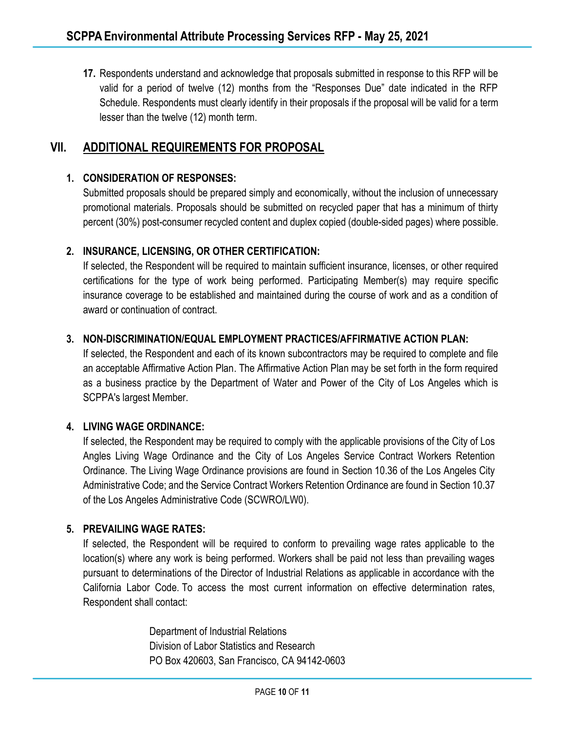17. Respondents understand and acknowledge that proposals submitted in response to this RFP will be valid for a period of twelve (12) months from the "Responses Due" date indicated in the RFP Schedule. Respondents must clearly identify in their proposals if the proposal will be valid for a term lesser than the twelve (12) month term.

## VII. ADDITIONAL REQUIREMENTS FOR PROPOSAL

### 1. CONSIDERATION OF RESPONSES:

Submitted proposals should be prepared simply and economically, without the inclusion of unnecessary promotional materials. Proposals should be submitted on recycled paper that has a minimum of thirty percent (30%) post-consumer recycled content and duplex copied (double-sided pages) where possible.

### 2. INSURANCE, LICENSING, OR OTHER CERTIFICATION:

If selected, the Respondent will be required to maintain sufficient insurance, licenses, or other required certifications for the type of work being performed. Participating Member(s) may require specific insurance coverage to be established and maintained during the course of work and as a condition of award or continuation of contract.

### 3. NON-DISCRIMINATION/EQUAL EMPLOYMENT PRACTICES/AFFIRMATIVE ACTION PLAN:

If selected, the Respondent and each of its known subcontractors may be required to complete and file an acceptable Affirmative Action Plan. The Affirmative Action Plan may be set forth in the form required as a business practice by the Department of Water and Power of the City of Los Angeles which is SCPPA's largest Member.

### 4. LIVING WAGE ORDINANCE:

If selected, the Respondent may be required to comply with the applicable provisions of the City of Los Angles Living Wage Ordinance and the City of Los Angeles Service Contract Workers Retention Ordinance. The Living Wage Ordinance provisions are found in Section 10.36 of the Los Angeles City Administrative Code; and the Service Contract Workers Retention Ordinance are found in Section 10.37 of the Los Angeles Administrative Code (SCWRO/LW0).

### 5. PREVAILING WAGE RATES:

If selected, the Respondent will be required to conform to prevailing wage rates applicable to the location(s) where any work is being performed. Workers shall be paid not less than prevailing wages pursuant to determinations of the Director of Industrial Relations as applicable in accordance with the California Labor Code. To access the most current information on effective determination rates, Respondent shall contact:

Department of Industrial Relations
Division of Labor Statistics and Research
PO Box 420603, San Francisco, CA 94142-0603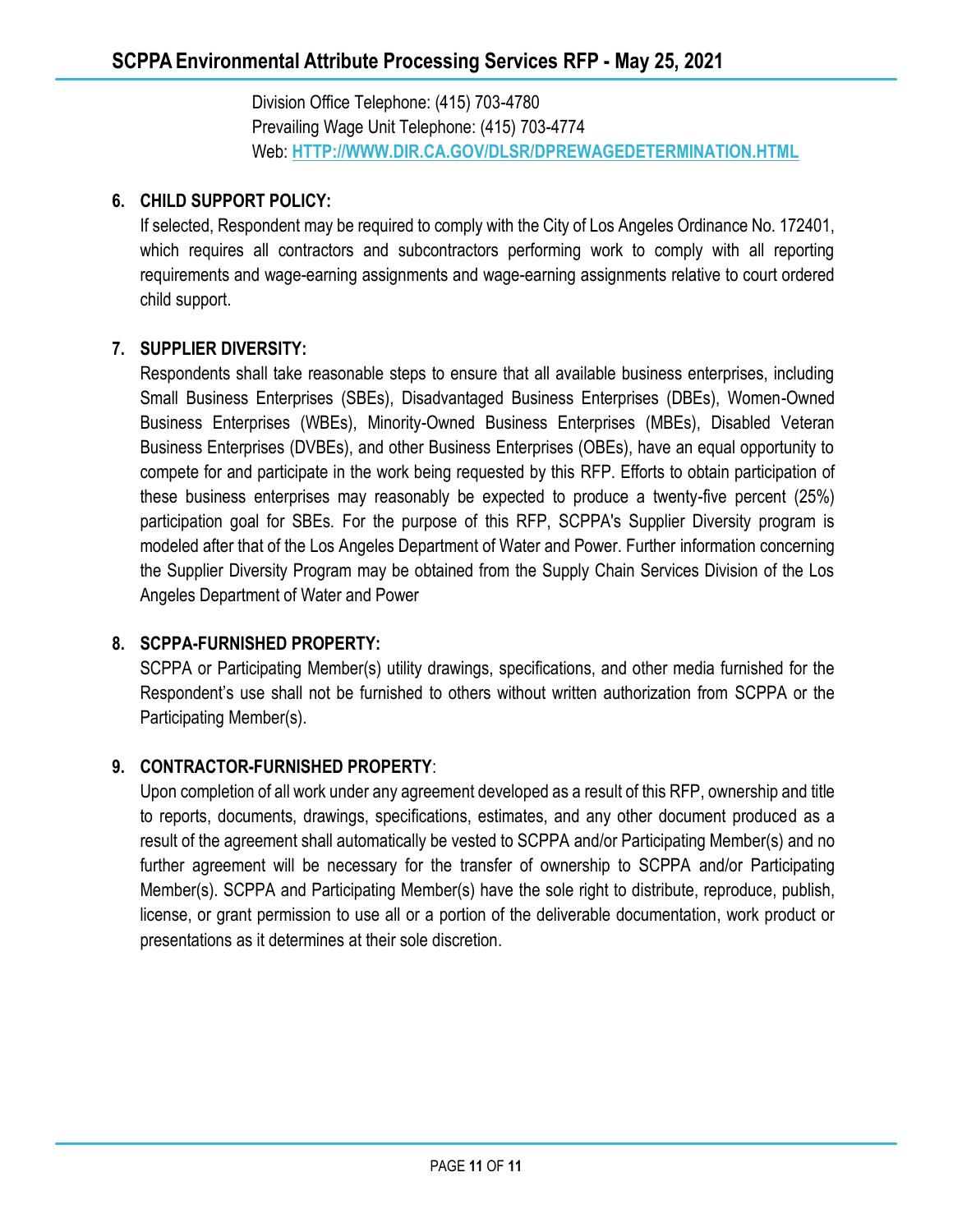Division Office Telephone: (415) 703-4780
Prevailing Wage Unit Telephone: (415) 703-4774
Web: **HTTP://WWW.DIR.CA.GOV/DLSR/DPREWAGEDETERMINATION.HTML**

**6. CHILD SUPPORT POLICY:**

If selected, Respondent may be required to comply with the City of Los Angeles Ordinance No. 172401, which requires all contractors and subcontractors performing work to comply with all reporting requirements and wage-earning assignments and wage-earning assignments relative to court ordered child support.

**7. SUPPLIER DIVERSITY:**

Respondents shall take reasonable steps to ensure that all available business enterprises, including Small Business Enterprises (SBEs), Disadvantaged Business Enterprises (DBEs), Women-Owned Business Enterprises (WBEs), Minority-Owned Business Enterprises (MBEs), Disabled Veteran Business Enterprises (DVBEs), and other Business Enterprises (OBEs), have an equal opportunity to compete for and participate in the work being requested by this RFP. Efforts to obtain participation of these business enterprises may reasonably be expected to produce a twenty-five percent (25%) participation goal for SBEs. For the purpose of this RFP, SCPPA's Supplier Diversity program is modeled after that of the Los Angeles Department of Water and Power. Further information concerning the Supplier Diversity Program may be obtained from the Supply Chain Services Division of the Los Angeles Department of Water and Power

**8. SCPPA-FURNISHED PROPERTY:**

SCPPA or Participating Member(s) utility drawings, specifications, and other media furnished for the Respondent's use shall not be furnished to others without written authorization from SCPPA or the Participating Member(s).

**9. CONTRACTOR-FURNISHED PROPERTY**:

Upon completion of all work under any agreement developed as a result of this RFP, ownership and title to reports, documents, drawings, specifications, estimates, and any other document produced as a result of the agreement shall automatically be vested to SCPPA and/or Participating Member(s) and no further agreement will be necessary for the transfer of ownership to SCPPA and/or Participating Member(s). SCPPA and Participating Member(s) have the sole right to distribute, reproduce, publish, license, or grant permission to use all or a portion of the deliverable documentation, work product or presentations as it determines at their sole discretion.